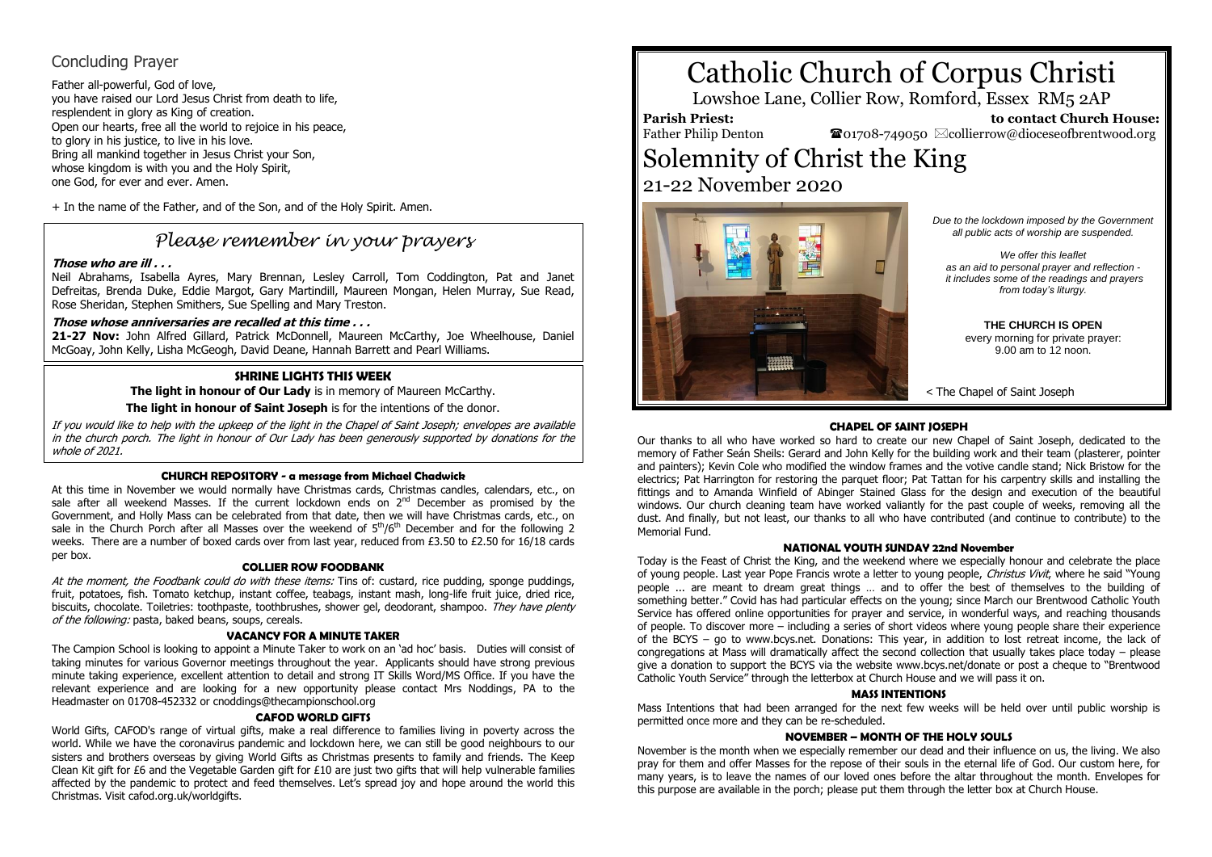## Concluding Prayer

Father all-powerful, God of love,
you have raised our Lord Jesus Christ from death to life,
resplendent in glory as King of creation.
Open our hearts, free all the world to rejoice in his peace,
to glory in his justice, to live in his love.
Bring all mankind together in Jesus Christ your Son,
whose kingdom is with you and the Holy Spirit,
one God, for ever and ever. Amen.

+ In the name of the Father, and of the Son, and of the Holy Spirit. Amen.

## *Please remember in your prayers*

***Those who are ill . . .***

Neil Abrahams, Isabella Ayres, Mary Brennan, Lesley Carroll, Tom Coddington, Pat and Janet Defreitas, Brenda Duke, Eddie Margot, Gary Martindill, Maureen Mongan, Helen Murray, Sue Read, Rose Sheridan, Stephen Smithers, Sue Spelling and Mary Treston.

***Those whose anniversaries are recalled at this time . . .***

**21-27 Nov:** John Alfred Gillard, Patrick McDonnell, Maureen McCarthy, Joe Wheelhouse, Daniel McGoay, John Kelly, Lisha McGeogh, David Deane, Hannah Barrett and Pearl Williams.

### SHRINE LIGHTS THIS WEEK

**The light in honour of Our Lady** is in memory of Maureen McCarthy.

**The light in honour of Saint Joseph** is for the intentions of the donor.

*If you would like to help with the upkeep of the light in the Chapel of Saint Joseph; envelopes are available in the church porch. The light in honour of Our Lady has been generously supported by donations for the whole of 2021.*

### CHURCH REPOSITORY - a message from Michael Chadwick

At this time in November we would normally have Christmas cards, Christmas candles, calendars, etc., on sale after all weekend Masses. If the current lockdown ends on 2nd December as promised by the Government, and Holly Mass can be celebrated from that date, then we will have Christmas cards, etc., on sale in the Church Porch after all Masses over the weekend of 5th/6th December and for the following 2 weeks. There are a number of boxed cards over from last year, reduced from £3.50 to £2.50 for 16/18 cards per box.

### COLLIER ROW FOODBANK

*At the moment, the Foodbank could do with these items:* Tins of: custard, rice pudding, sponge puddings, fruit, potatoes, fish. Tomato ketchup, instant coffee, teabags, instant mash, long-life fruit juice, dried rice, biscuits, chocolate. Toiletries: toothpaste, toothbrushes, shower gel, deodorant, shampoo. *They have plenty of the following:* pasta, baked beans, soups, cereals.

### VACANCY FOR A MINUTE TAKER

The Campion School is looking to appoint a Minute Taker to work on an 'ad hoc' basis. Duties will consist of taking minutes for various Governor meetings throughout the year. Applicants should have strong previous minute taking experience, excellent attention to detail and strong IT Skills Word/MS Office. If you have the relevant experience and are looking for a new opportunity please contact Mrs Noddings, PA to the Headmaster on 01708-452332 or cnoddings@thecampionschool.org

### CAFOD WORLD GIFTS

World Gifts, CAFOD's range of virtual gifts, make a real difference to families living in poverty across the world. While we have the coronavirus pandemic and lockdown here, we can still be good neighbours to our sisters and brothers overseas by giving World Gifts as Christmas presents to family and friends. The Keep Clean Kit gift for £6 and the Vegetable Garden gift for £10 are just two gifts that will help vulnerable families affected by the pandemic to protect and feed themselves. Let's spread joy and hope around the world this Christmas. Visit cafod.org.uk/worldgifts.

# Catholic Church of Corpus Christi

Lowshoe Lane, Collier Row, Romford, Essex RM5 2AP

**Parish Priest:** Father Philip Denton

**to contact Church House:** ☎01708-749050 ✉collierrow@dioceseofbrentwood.org

# Solemnity of Christ the King

## 21-22 November 2020

*Due to the lockdown imposed by the Government all public acts of worship are suspended.*

*We offer this leaflet as an aid to personal prayer and reflection - it includes some of the readings and prayers from today's liturgy.*

**THE CHURCH IS OPEN**
every morning for private prayer:
9.00 am to 12 noon.

< The Chapel of Saint Joseph

### CHAPEL OF SAINT JOSEPH

Our thanks to all who have worked so hard to create our new Chapel of Saint Joseph, dedicated to the memory of Father Seán Sheils: Gerard and John Kelly for the building work and their team (plasterer, pointer and painters); Kevin Cole who modified the window frames and the votive candle stand; Nick Bristow for the electrics; Pat Harrington for restoring the parquet floor; Pat Tattan for his carpentry skills and installing the fittings and to Amanda Winfield of Abinger Stained Glass for the design and execution of the beautiful windows. Our church cleaning team have worked valiantly for the past couple of weeks, removing all the dust. And finally, but not least, our thanks to all who have contributed (and continue to contribute) to the Memorial Fund.

### NATIONAL YOUTH SUNDAY 22nd November

Today is the Feast of Christ the King, and the weekend where we especially honour and celebrate the place of young people. Last year Pope Francis wrote a letter to young people, *Christus Vivit*, where he said "Young people ... are meant to dream great things … and to offer the best of themselves to the building of something better." Covid has had particular effects on the young; since March our Brentwood Catholic Youth Service has offered online opportunities for prayer and service, in wonderful ways, and reaching thousands of people. To discover more – including a series of short videos where young people share their experience of the BCYS – go to www.bcys.net. Donations: This year, in addition to lost retreat income, the lack of congregations at Mass will dramatically affect the second collection that usually takes place today – please give a donation to support the BCYS via the website www.bcys.net/donate or post a cheque to "Brentwood Catholic Youth Service" through the letterbox at Church House and we will pass it on.

### MASS INTENTIONS

Mass Intentions that had been arranged for the next few weeks will be held over until public worship is permitted once more and they can be re-scheduled.

### NOVEMBER – MONTH OF THE HOLY SOULS

November is the month when we especially remember our dead and their influence on us, the living. We also pray for them and offer Masses for the repose of their souls in the eternal life of God. Our custom here, for many years, is to leave the names of our loved ones before the altar throughout the month. Envelopes for this purpose are available in the porch; please put them through the letter box at Church House.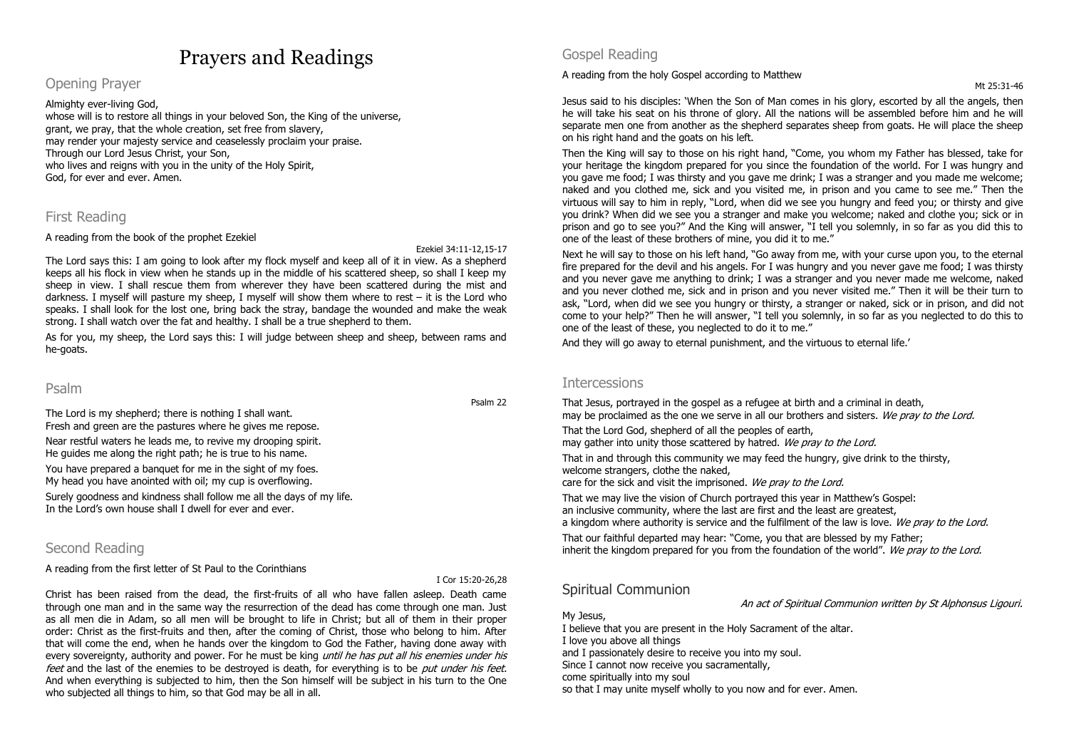# Prayers and Readings

## Opening Prayer

Almighty ever-living God,
whose will is to restore all things in your beloved Son, the King of the universe,
grant, we pray, that the whole creation, set free from slavery,
may render your majesty service and ceaselessly proclaim your praise.
Through our Lord Jesus Christ, your Son,
who lives and reigns with you in the unity of the Holy Spirit,
God, for ever and ever. Amen.

## First Reading

A reading from the book of the prophet Ezekiel

Ezekiel 34:11-12,15-17

The Lord says this: I am going to look after my flock myself and keep all of it in view. As a shepherd keeps all his flock in view when he stands up in the middle of his scattered sheep, so shall I keep my sheep in view. I shall rescue them from wherever they have been scattered during the mist and darkness. I myself will pasture my sheep, I myself will show them where to rest – it is the Lord who speaks. I shall look for the lost one, bring back the stray, bandage the wounded and make the weak strong. I shall watch over the fat and healthy. I shall be a true shepherd to them.

As for you, my sheep, the Lord says this: I will judge between sheep and sheep, between rams and he-goats.

## Psalm

Psalm 22

The Lord is my shepherd; there is nothing I shall want.
Fresh and green are the pastures where he gives me repose.

Near restful waters he leads me, to revive my drooping spirit.
He guides me along the right path; he is true to his name.

You have prepared a banquet for me in the sight of my foes.
My head you have anointed with oil; my cup is overflowing.

Surely goodness and kindness shall follow me all the days of my life.
In the Lord's own house shall I dwell for ever and ever.

## Second Reading

A reading from the first letter of St Paul to the Corinthians

I Cor 15:20-26,28

Christ has been raised from the dead, the first-fruits of all who have fallen asleep. Death came through one man and in the same way the resurrection of the dead has come through one man. Just as all men die in Adam, so all men will be brought to life in Christ; but all of them in their proper order: Christ as the first-fruits and then, after the coming of Christ, those who belong to him. After that will come the end, when he hands over the kingdom to God the Father, having done away with every sovereignty, authority and power. For he must be king *until he has put all his enemies under his feet* and the last of the enemies to be destroyed is death, for everything is to be *put under his feet.* And when everything is subjected to him, then the Son himself will be subject in his turn to the One who subjected all things to him, so that God may be all in all.

## Gospel Reading

A reading from the holy Gospel according to Matthew

Mt 25:31-46

Jesus said to his disciples: 'When the Son of Man comes in his glory, escorted by all the angels, then he will take his seat on his throne of glory. All the nations will be assembled before him and he will separate men one from another as the shepherd separates sheep from goats. He will place the sheep on his right hand and the goats on his left.

Then the King will say to those on his right hand, "Come, you whom my Father has blessed, take for your heritage the kingdom prepared for you since the foundation of the world. For I was hungry and you gave me food; I was thirsty and you gave me drink; I was a stranger and you made me welcome; naked and you clothed me, sick and you visited me, in prison and you came to see me." Then the virtuous will say to him in reply, "Lord, when did we see you hungry and feed you; or thirsty and give you drink? When did we see you a stranger and make you welcome; naked and clothe you; sick or in prison and go to see you?" And the King will answer, "I tell you solemnly, in so far as you did this to one of the least of these brothers of mine, you did it to me."

Next he will say to those on his left hand, "Go away from me, with your curse upon you, to the eternal fire prepared for the devil and his angels. For I was hungry and you never gave me food; I was thirsty and you never gave me anything to drink; I was a stranger and you never made me welcome, naked and you never clothed me, sick and in prison and you never visited me." Then it will be their turn to ask, "Lord, when did we see you hungry or thirsty, a stranger or naked, sick or in prison, and did not come to your help?" Then he will answer, "I tell you solemnly, in so far as you neglected to do this to one of the least of these, you neglected to do it to me."

And they will go away to eternal punishment, and the virtuous to eternal life.'

## Intercessions

That Jesus, portrayed in the gospel as a refugee at birth and a criminal in death,
may be proclaimed as the one we serve in all our brothers and sisters. *We pray to the Lord.*

That the Lord God, shepherd of all the peoples of earth,
may gather into unity those scattered by hatred. *We pray to the Lord.*

That in and through this community we may feed the hungry, give drink to the thirsty,
welcome strangers, clothe the naked,
care for the sick and visit the imprisoned. *We pray to the Lord.*

That we may live the vision of Church portrayed this year in Matthew's Gospel:
an inclusive community, where the last are first and the least are greatest,
a kingdom where authority is service and the fulfilment of the law is love. *We pray to the Lord.*

That our faithful departed may hear: "Come, you that are blessed by my Father;
inherit the kingdom prepared for you from the foundation of the world". *We pray to the Lord.*

## Spiritual Communion

*An act of Spiritual Communion written by St Alphonsus Ligouri.*

My Jesus,
I believe that you are present in the Holy Sacrament of the altar.
I love you above all things
and I passionately desire to receive you into my soul.
Since I cannot now receive you sacramentally,
come spiritually into my soul
so that I may unite myself wholly to you now and for ever. Amen.